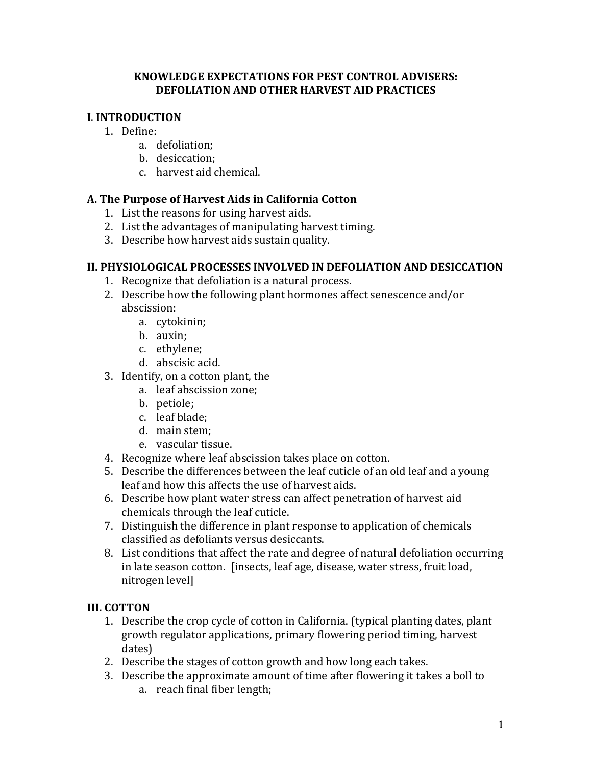# KNOWLEDGE EXPECTATIONS FOR PEST CONTROL ADVISERS: DEFOLIATION AND OTHER HARVEST AID PRACTICES

## I. INTRODUCTION

1. Define:
   a. defoliation;
   b. desiccation;
   c. harvest aid chemical.

### A. The Purpose of Harvest Aids in California Cotton

1. List the reasons for using harvest aids.
2. List the advantages of manipulating harvest timing.
3. Describe how harvest aids sustain quality.

## II. PHYSIOLOGICAL PROCESSES INVOLVED IN DEFOLIATION AND DESICCATION

1. Recognize that defoliation is a natural process.
2. Describe how the following plant hormones affect senescence and/or abscission:
   a. cytokinin;
   b. auxin;
   c. ethylene;
   d. abscisic acid.
3. Identify, on a cotton plant, the
   a. leaf abscission zone;
   b. petiole;
   c. leaf blade;
   d. main stem;
   e. vascular tissue.
4. Recognize where leaf abscission takes place on cotton.
5. Describe the differences between the leaf cuticle of an old leaf and a young leaf and how this affects the use of harvest aids.
6. Describe how plant water stress can affect penetration of harvest aid chemicals through the leaf cuticle.
7. Distinguish the difference in plant response to application of chemicals classified as defoliants versus desiccants.
8. List conditions that affect the rate and degree of natural defoliation occurring in late season cotton. [insects, leaf age, disease, water stress, fruit load, nitrogen level]

## III. COTTON

1. Describe the crop cycle of cotton in California. (typical planting dates, plant growth regulator applications, primary flowering period timing, harvest dates)
2. Describe the stages of cotton growth and how long each takes.
3. Describe the approximate amount of time after flowering it takes a boll to
   a. reach final fiber length;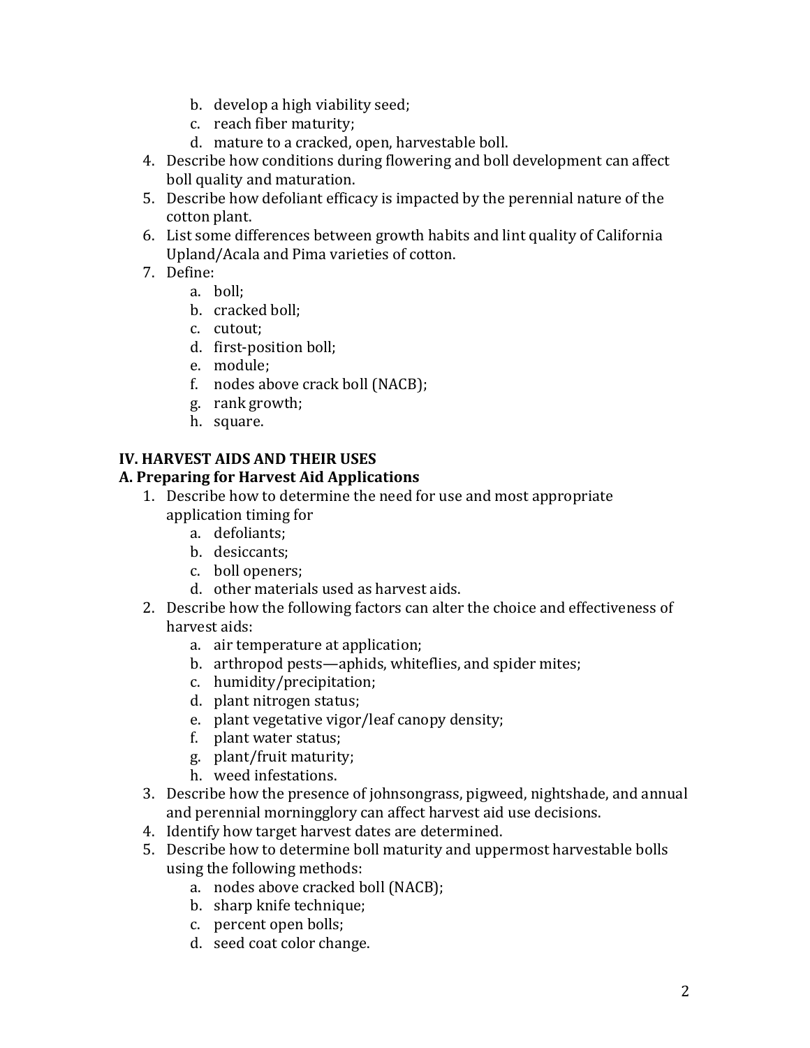b. develop a high viability seed;
   c. reach fiber maturity;
   d. mature to a cracked, open, harvestable boll.
4. Describe how conditions during flowering and boll development can affect boll quality and maturation.
5. Describe how defoliant efficacy is impacted by the perennial nature of the cotton plant.
6. List some differences between growth habits and lint quality of California Upland/Acala and Pima varieties of cotton.
7. Define:
   a. boll;
   b. cracked boll;
   c. cutout;
   d. first-position boll;
   e. module;
   f. nodes above crack boll (NACB);
   g. rank growth;
   h. square.

**IV. HARVEST AIDS AND THEIR USES**

**A. Preparing for Harvest Aid Applications**

1. Describe how to determine the need for use and most appropriate application timing for
   a. defoliants;
   b. desiccants;
   c. boll openers;
   d. other materials used as harvest aids.
2. Describe how the following factors can alter the choice and effectiveness of harvest aids:
   a. air temperature at application;
   b. arthropod pests—aphids, whiteflies, and spider mites;
   c. humidity/precipitation;
   d. plant nitrogen status;
   e. plant vegetative vigor/leaf canopy density;
   f. plant water status;
   g. plant/fruit maturity;
   h. weed infestations.
3. Describe how the presence of johnsongrass, pigweed, nightshade, and annual and perennial morningglory can affect harvest aid use decisions.
4. Identify how target harvest dates are determined.
5. Describe how to determine boll maturity and uppermost harvestable bolls using the following methods:
   a. nodes above cracked boll (NACB);
   b. sharp knife technique;
   c. percent open bolls;
   d. seed coat color change.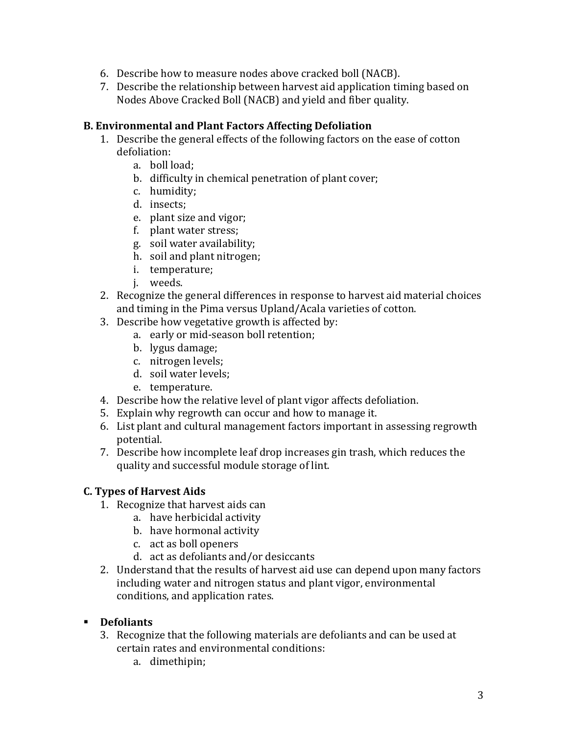6. Describe how to measure nodes above cracked boll (NACB).
7. Describe the relationship between harvest aid application timing based on Nodes Above Cracked Boll (NACB) and yield and fiber quality.

### B. Environmental and Plant Factors Affecting Defoliation

1. Describe the general effects of the following factors on the ease of cotton defoliation:
    a. boll load;
    b. difficulty in chemical penetration of plant cover;
    c. humidity;
    d. insects;
    e. plant size and vigor;
    f. plant water stress;
    g. soil water availability;
    h. soil and plant nitrogen;
    i. temperature;
    j. weeds.
2. Recognize the general differences in response to harvest aid material choices and timing in the Pima versus Upland/Acala varieties of cotton.
3. Describe how vegetative growth is affected by:
    a. early or mid-season boll retention;
    b. lygus damage;
    c. nitrogen levels;
    d. soil water levels;
    e. temperature.
4. Describe how the relative level of plant vigor affects defoliation.
5. Explain why regrowth can occur and how to manage it.
6. List plant and cultural management factors important in assessing regrowth potential.
7. Describe how incomplete leaf drop increases gin trash, which reduces the quality and successful module storage of lint.

### C. Types of Harvest Aids

1. Recognize that harvest aids can
    a. have herbicidal activity
    b. have hormonal activity
    c. act as boll openers
    d. act as defoliants and/or desiccants
2. Understand that the results of harvest aid use can depend upon many factors including water and nitrogen status and plant vigor, environmental conditions, and application rates.

- **Defoliants**

3. Recognize that the following materials are defoliants and can be used at certain rates and environmental conditions:
    a. dimethipin;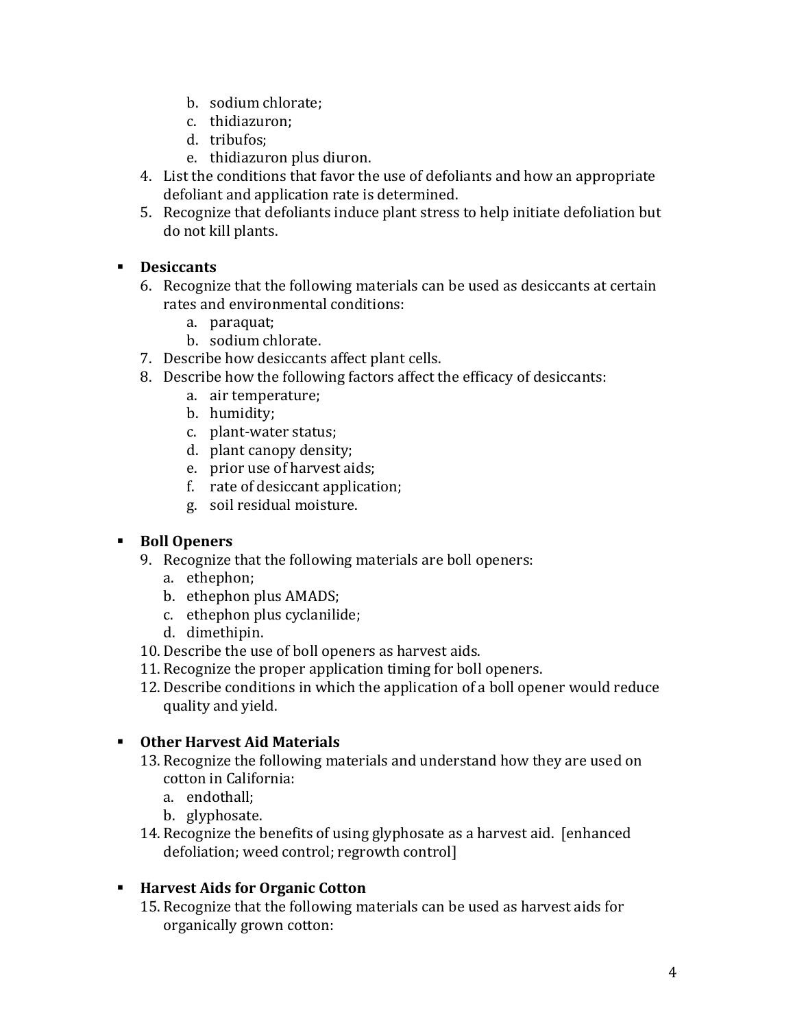b. sodium chlorate;
   c. thidiazuron;
   d. tribufos;
   e. thidiazuron plus diuron.

4. List the conditions that favor the use of defoliants and how an appropriate defoliant and application rate is determined.
5. Recognize that defoliants induce plant stress to help initiate defoliation but do not kill plants.

- **Desiccants**

6. Recognize that the following materials can be used as desiccants at certain rates and environmental conditions:
   a. paraquat;
   b. sodium chlorate.
7. Describe how desiccants affect plant cells.
8. Describe how the following factors affect the efficacy of desiccants:
   a. air temperature;
   b. humidity;
   c. plant-water status;
   d. plant canopy density;
   e. prior use of harvest aids;
   f. rate of desiccant application;
   g. soil residual moisture.

- **Boll Openers**

9. Recognize that the following materials are boll openers:
   a. ethephon;
   b. ethephon plus AMADS;
   c. ethephon plus cyclanilide;
   d. dimethipin.
10. Describe the use of boll openers as harvest aids.
11. Recognize the proper application timing for boll openers.
12. Describe conditions in which the application of a boll opener would reduce quality and yield.

- **Other Harvest Aid Materials**

13. Recognize the following materials and understand how they are used on cotton in California:
    a. endothall;
    b. glyphosate.
14. Recognize the benefits of using glyphosate as a harvest aid. [enhanced defoliation; weed control; regrowth control]

- **Harvest Aids for Organic Cotton**

15. Recognize that the following materials can be used as harvest aids for organically grown cotton: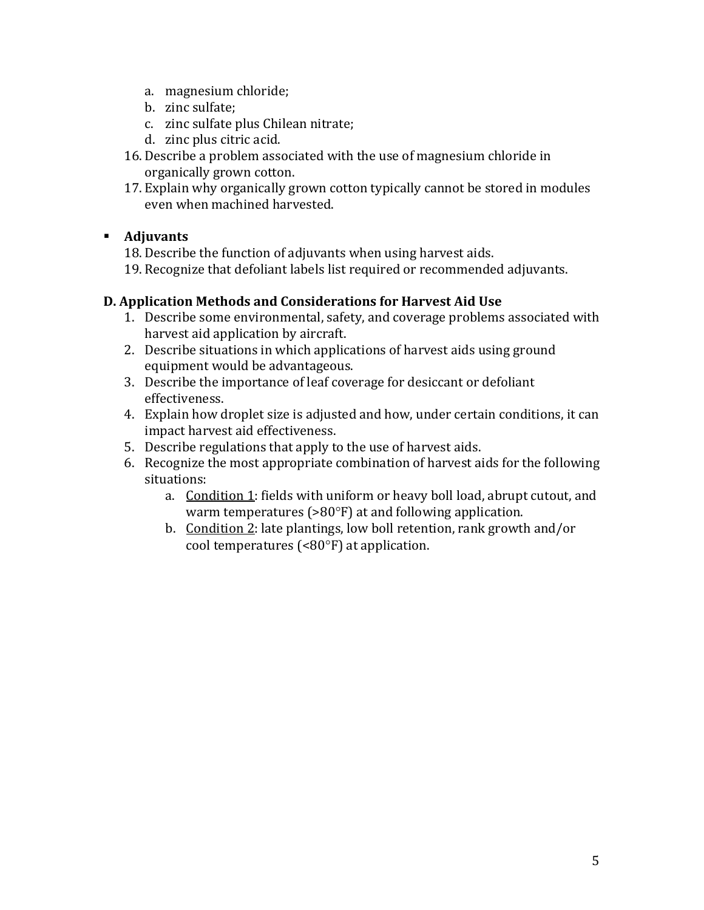a. magnesium chloride;
   b. zinc sulfate;
   c. zinc sulfate plus Chilean nitrate;
   d. zinc plus citric acid.

16. Describe a problem associated with the use of magnesium chloride in organically grown cotton.
17. Explain why organically grown cotton typically cannot be stored in modules even when machined harvested.

- **Adjuvants**

18. Describe the function of adjuvants when using harvest aids.
19. Recognize that defoliant labels list required or recommended adjuvants.

**D. Application Methods and Considerations for Harvest Aid Use**

1. Describe some environmental, safety, and coverage problems associated with harvest aid application by aircraft.
2. Describe situations in which applications of harvest aids using ground equipment would be advantageous.
3. Describe the importance of leaf coverage for desiccant or defoliant effectiveness.
4. Explain how droplet size is adjusted and how, under certain conditions, it can impact harvest aid effectiveness.
5. Describe regulations that apply to the use of harvest aids.
6. Recognize the most appropriate combination of harvest aids for the following situations:
   a. <u>Condition 1</u>: fields with uniform or heavy boll load, abrupt cutout, and warm temperatures (>80°F) at and following application.
   b. <u>Condition 2</u>: late plantings, low boll retention, rank growth and/or cool temperatures (<80°F) at application.